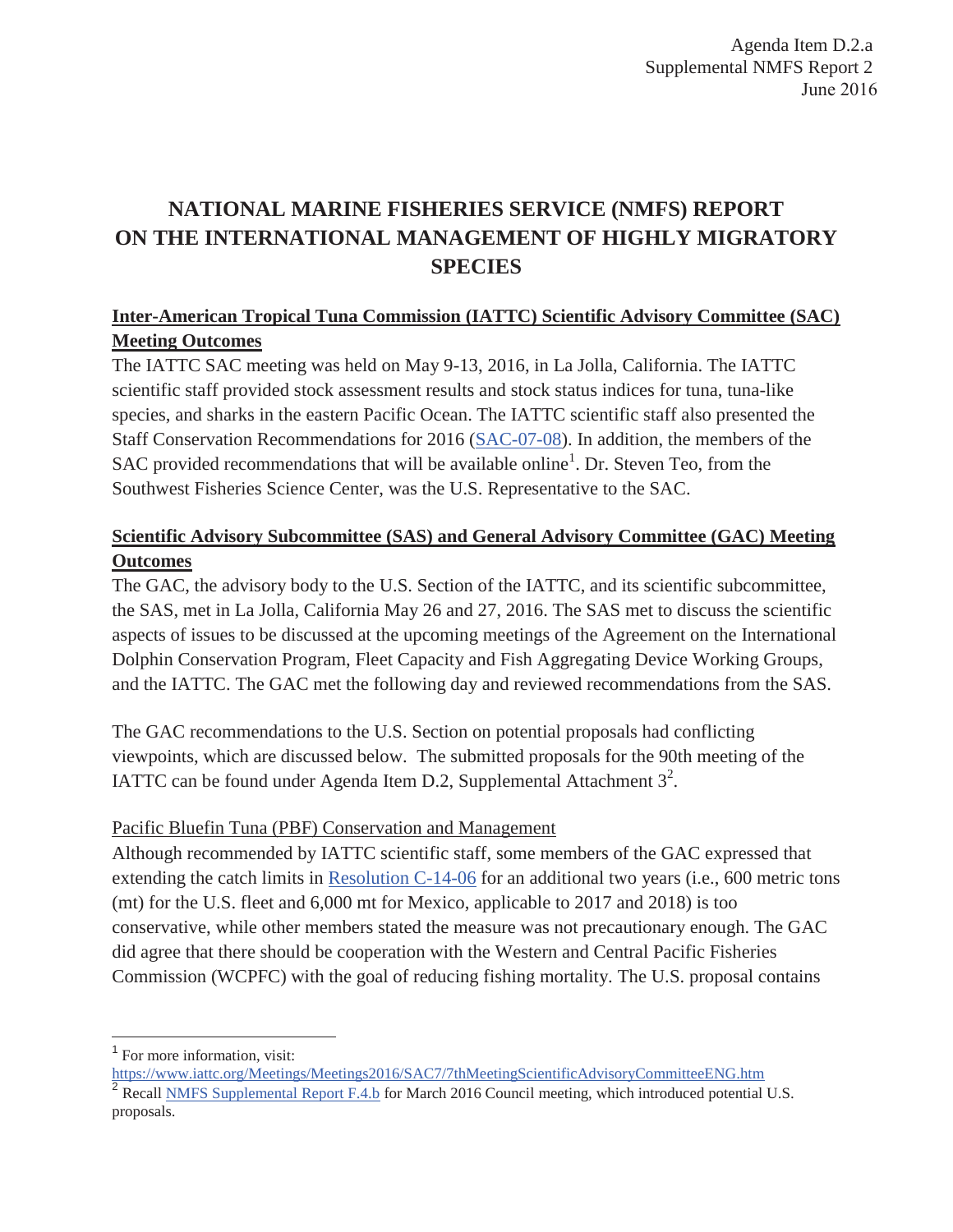Agenda Item D.2.a
Supplemental NMFS Report 2
June 2016

# NATIONAL MARINE FISHERIES SERVICE (NMFS) REPORT ON THE INTERNATIONAL MANAGEMENT OF HIGHLY MIGRATORY SPECIES

## Inter-American Tropical Tuna Commission (IATTC) Scientific Advisory Committee (SAC) Meeting Outcomes

The IATTC SAC meeting was held on May 9-13, 2016, in La Jolla, California. The IATTC scientific staff provided stock assessment results and stock status indices for tuna, tuna-like species, and sharks in the eastern Pacific Ocean. The IATTC scientific staff also presented the Staff Conservation Recommendations for 2016 (SAC-07-08). In addition, the members of the SAC provided recommendations that will be available online[1]. Dr. Steven Teo, from the Southwest Fisheries Science Center, was the U.S. Representative to the SAC.

## Scientific Advisory Subcommittee (SAS) and General Advisory Committee (GAC) Meeting Outcomes

The GAC, the advisory body to the U.S. Section of the IATTC, and its scientific subcommittee, the SAS, met in La Jolla, California May 26 and 27, 2016. The SAS met to discuss the scientific aspects of issues to be discussed at the upcoming meetings of the Agreement on the International Dolphin Conservation Program, Fleet Capacity and Fish Aggregating Device Working Groups, and the IATTC. The GAC met the following day and reviewed recommendations from the SAS.

The GAC recommendations to the U.S. Section on potential proposals had conflicting viewpoints, which are discussed below. The submitted proposals for the 90th meeting of the IATTC can be found under Agenda Item D.2, Supplemental Attachment 3[2].

### Pacific Bluefin Tuna (PBF) Conservation and Management

Although recommended by IATTC scientific staff, some members of the GAC expressed that extending the catch limits in Resolution C-14-06 for an additional two years (i.e., 600 metric tons (mt) for the U.S. fleet and 6,000 mt for Mexico, applicable to 2017 and 2018) is too conservative, while other members stated the measure was not precautionary enough. The GAC did agree that there should be cooperation with the Western and Central Pacific Fisheries Commission (WCPFC) with the goal of reducing fishing mortality. The U.S. proposal contains

---

[1] For more information, visit: https://www.iattc.org/Meetings/Meetings2016/SAC7/7thMeetingScientificAdvisoryCommitteeENG.htm

[2] Recall NMFS Supplemental Report F.4.b for March 2016 Council meeting, which introduced potential U.S. proposals.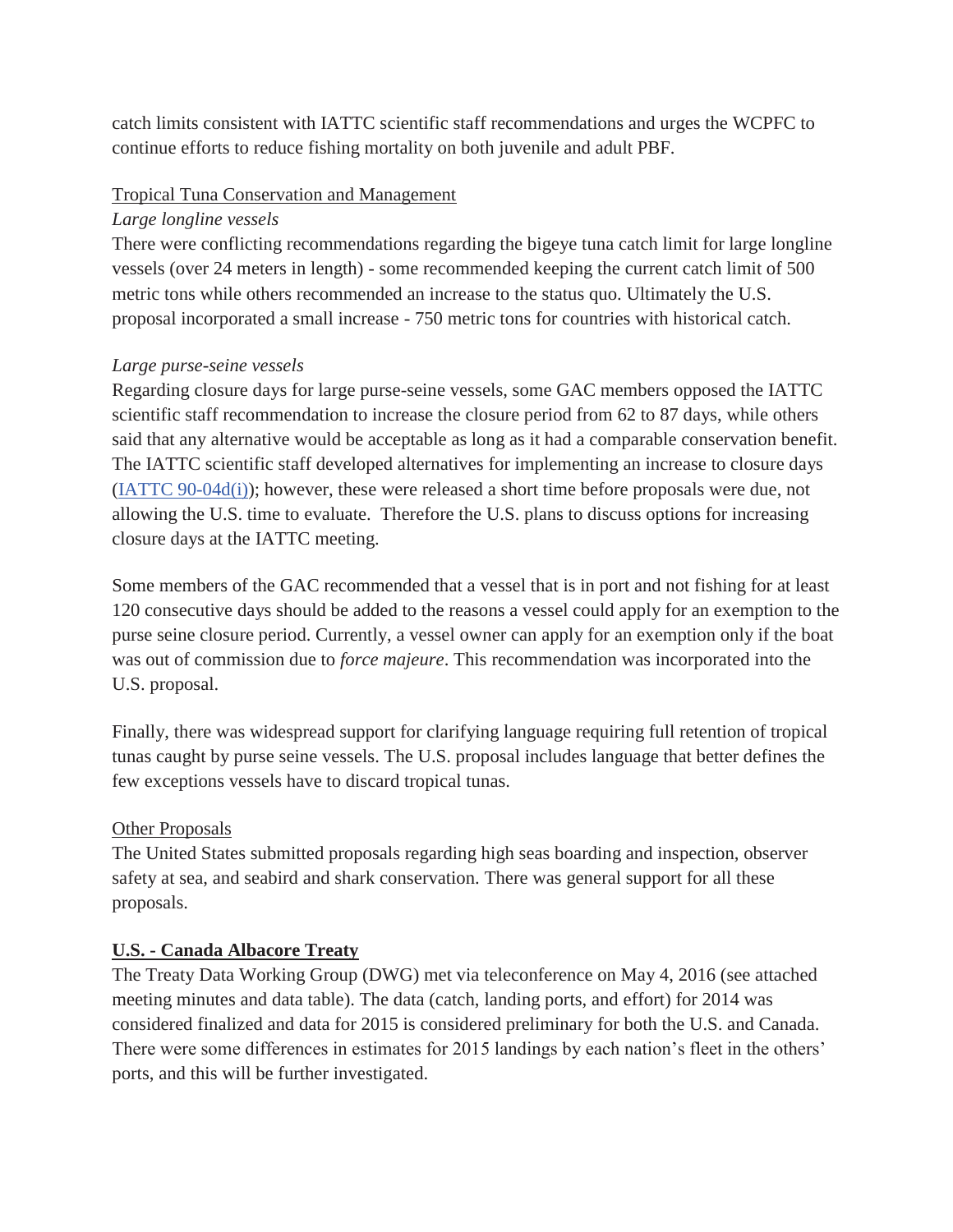catch limits consistent with IATTC scientific staff recommendations and urges the WCPFC to continue efforts to reduce fishing mortality on both juvenile and adult PBF.

Tropical Tuna Conservation and Management

*Large longline vessels*

There were conflicting recommendations regarding the bigeye tuna catch limit for large longline vessels (over 24 meters in length) - some recommended keeping the current catch limit of 500 metric tons while others recommended an increase to the status quo. Ultimately the U.S. proposal incorporated a small increase - 750 metric tons for countries with historical catch.

*Large purse-seine vessels*

Regarding closure days for large purse-seine vessels, some GAC members opposed the IATTC scientific staff recommendation to increase the closure period from 62 to 87 days, while others said that any alternative would be acceptable as long as it had a comparable conservation benefit. The IATTC scientific staff developed alternatives for implementing an increase to closure days (IATTC 90-04d(i)); however, these were released a short time before proposals were due, not allowing the U.S. time to evaluate. Therefore the U.S. plans to discuss options for increasing closure days at the IATTC meeting.

Some members of the GAC recommended that a vessel that is in port and not fishing for at least 120 consecutive days should be added to the reasons a vessel could apply for an exemption to the purse seine closure period. Currently, a vessel owner can apply for an exemption only if the boat was out of commission due to *force majeure*. This recommendation was incorporated into the U.S. proposal.

Finally, there was widespread support for clarifying language requiring full retention of tropical tunas caught by purse seine vessels. The U.S. proposal includes language that better defines the few exceptions vessels have to discard tropical tunas.

Other Proposals

The United States submitted proposals regarding high seas boarding and inspection, observer safety at sea, and seabird and shark conservation. There was general support for all these proposals.

**U.S. - Canada Albacore Treaty**

The Treaty Data Working Group (DWG) met via teleconference on May 4, 2016 (see attached meeting minutes and data table). The data (catch, landing ports, and effort) for 2014 was considered finalized and data for 2015 is considered preliminary for both the U.S. and Canada. There were some differences in estimates for 2015 landings by each nation's fleet in the others' ports, and this will be further investigated.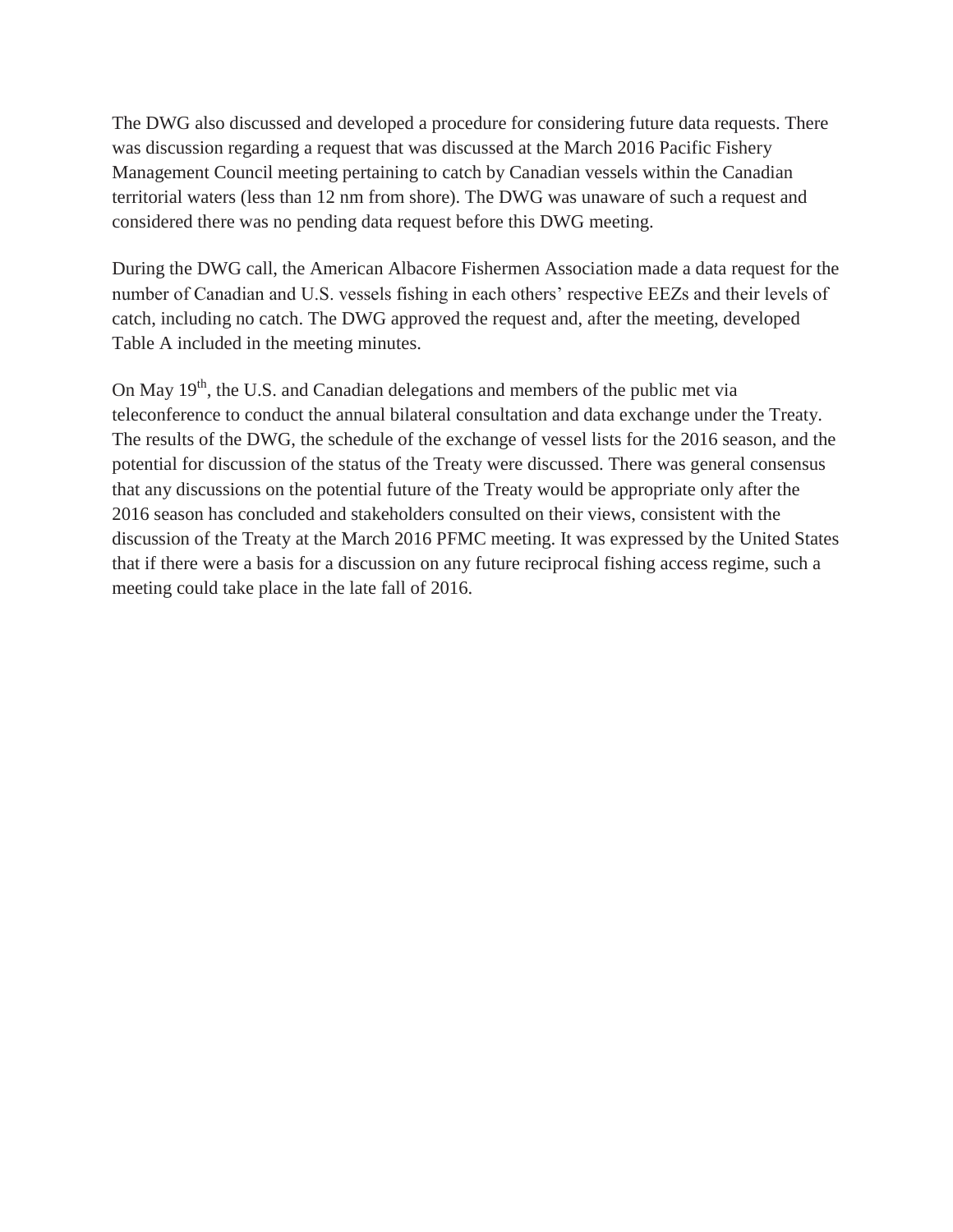The DWG also discussed and developed a procedure for considering future data requests. There was discussion regarding a request that was discussed at the March 2016 Pacific Fishery Management Council meeting pertaining to catch by Canadian vessels within the Canadian territorial waters (less than 12 nm from shore). The DWG was unaware of such a request and considered there was no pending data request before this DWG meeting.

During the DWG call, the American Albacore Fishermen Association made a data request for the number of Canadian and U.S. vessels fishing in each others' respective EEZs and their levels of catch, including no catch. The DWG approved the request and, after the meeting, developed Table A included in the meeting minutes.

On May 19th, the U.S. and Canadian delegations and members of the public met via teleconference to conduct the annual bilateral consultation and data exchange under the Treaty. The results of the DWG, the schedule of the exchange of vessel lists for the 2016 season, and the potential for discussion of the status of the Treaty were discussed. There was general consensus that any discussions on the potential future of the Treaty would be appropriate only after the 2016 season has concluded and stakeholders consulted on their views, consistent with the discussion of the Treaty at the March 2016 PFMC meeting. It was expressed by the United States that if there were a basis for a discussion on any future reciprocal fishing access regime, such a meeting could take place in the late fall of 2016.